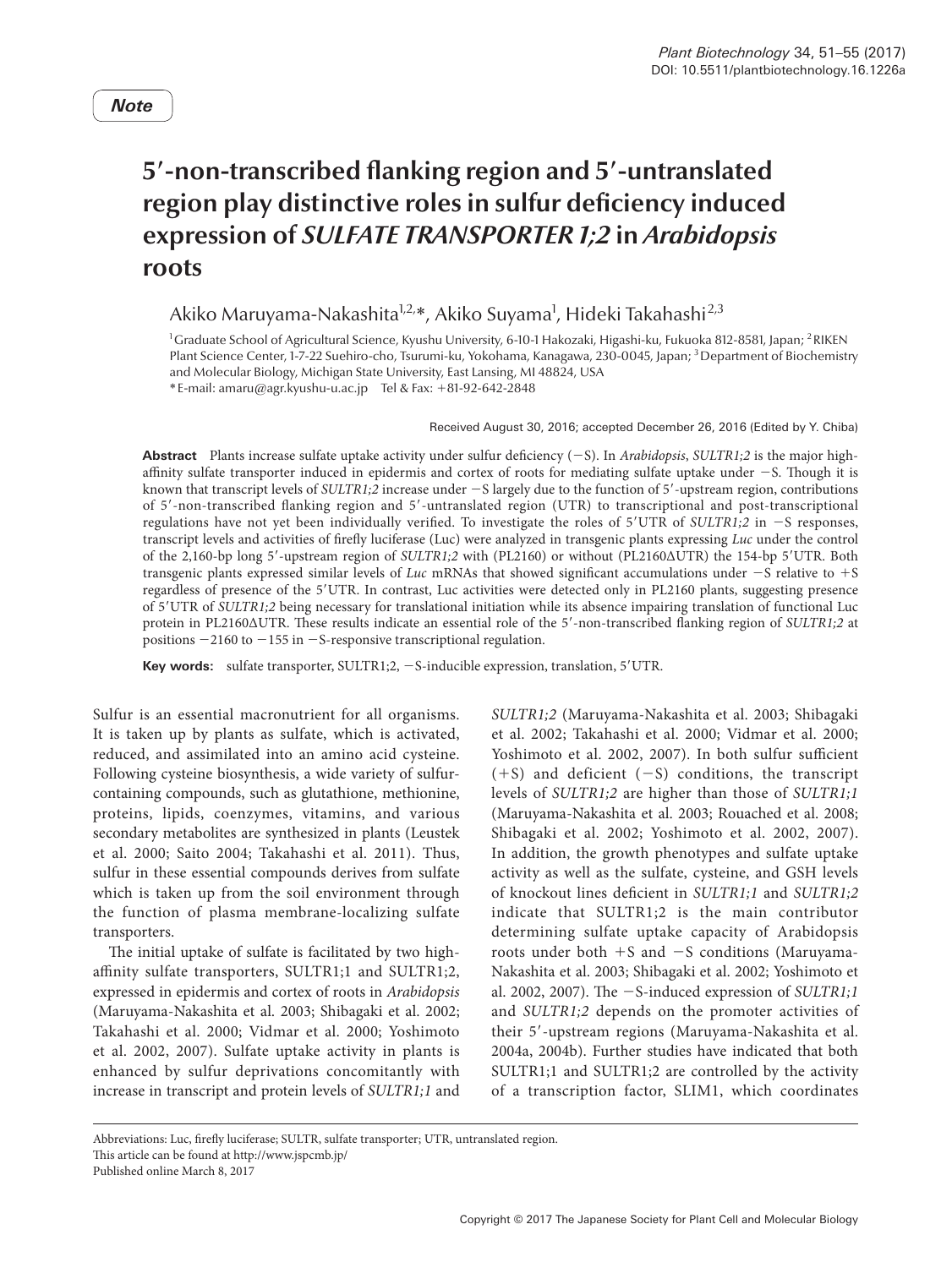*Note*

# 5′-non-transcribed flanking region and 5′-untranslated region play distinctive roles in sulfur deficiency induced expression of *SULFATE TRANSPORTER 1;2* in *Arabidopsis* roots

Akiko Maruyama-Nakashita[1,2,*], Akiko Suyama[1], Hideki Takahashi[2,3]

[1] Graduate School of Agricultural Science, Kyushu University, 6-10-1 Hakozaki, Higashi-ku, Fukuoka 812-8581, Japan; [2] RIKEN Plant Science Center, 1-7-22 Suehiro-cho, Tsurumi-ku, Yokohama, Kanagawa, 230-0045, Japan; [3] Department of Biochemistry and Molecular Biology, Michigan State University, East Lansing, MI 48824, USA

* E-mail: amaru@agr.kyushu-u.ac.jp Tel & Fax: +81-92-642-2848

Received August 30, 2016; accepted December 26, 2016 (Edited by Y. Chiba)

**Abstract** Plants increase sulfate uptake activity under sulfur deficiency (−S). In *Arabidopsis*, *SULTR1;2* is the major high-affinity sulfate transporter induced in epidermis and cortex of roots for mediating sulfate uptake under −S. Though it is known that transcript levels of *SULTR1;2* increase under −S largely due to the function of 5′-upstream region, contributions of 5′-non-transcribed flanking region and 5′-untranslated region (UTR) to transcriptional and post-transcriptional regulations have not yet been individually verified. To investigate the roles of 5′UTR of *SULTR1;2* in −S responses, transcript levels and activities of firefly luciferase (Luc) were analyzed in transgenic plants expressing *Luc* under the control of the 2,160-bp long 5′-upstream region of *SULTR1;2* with (PL2160) or without (PL2160ΔUTR) the 154-bp 5′UTR. Both transgenic plants expressed similar levels of *Luc* mRNAs that showed significant accumulations under −S relative to +S regardless of presence of the 5′UTR. In contrast, Luc activities were detected only in PL2160 plants, suggesting presence of 5′UTR of *SULTR1;2* being necessary for translational initiation while its absence impairing translation of functional Luc protein in PL2160ΔUTR. These results indicate an essential role of the 5′-non-transcribed flanking region of *SULTR1;2* at positions −2160 to −155 in −S-responsive transcriptional regulation.

**Key words:** sulfate transporter, SULTR1;2, −S-inducible expression, translation, 5′UTR.

Sulfur is an essential macronutrient for all organisms. It is taken up by plants as sulfate, which is activated, reduced, and assimilated into an amino acid cysteine. Following cysteine biosynthesis, a wide variety of sulfur-containing compounds, such as glutathione, methionine, proteins, lipids, coenzymes, vitamins, and various secondary metabolites are synthesized in plants (Leustek et al. 2000; Saito 2004; Takahashi et al. 2011). Thus, sulfur in these essential compounds derives from sulfate which is taken up from the soil environment through the function of plasma membrane-localizing sulfate transporters.

The initial uptake of sulfate is facilitated by two high-affinity sulfate transporters, SULTR1;1 and SULTR1;2, expressed in epidermis and cortex of roots in *Arabidopsis* (Maruyama-Nakashita et al. 2003; Shibagaki et al. 2002; Takahashi et al. 2000; Vidmar et al. 2000; Yoshimoto et al. 2002, 2007). Sulfate uptake activity in plants is enhanced by sulfur deprivations concomitantly with increase in transcript and protein levels of *SULTR1;1* and *SULTR1;2* (Maruyama-Nakashita et al. 2003; Shibagaki et al. 2002; Takahashi et al. 2000; Vidmar et al. 2000; Yoshimoto et al. 2002, 2007). In both sulfur sufficient (+S) and deficient (−S) conditions, the transcript levels of *SULTR1;2* are higher than those of *SULTR1;1* (Maruyama-Nakashita et al. 2003; Rouached et al. 2008; Shibagaki et al. 2002; Yoshimoto et al. 2002, 2007). In addition, the growth phenotypes and sulfate uptake activity as well as the sulfate, cysteine, and GSH levels of knockout lines deficient in *SULTR1;1* and *SULTR1;2* indicate that SULTR1;2 is the main contributor determining sulfate uptake capacity of Arabidopsis roots under both +S and −S conditions (Maruyama-Nakashita et al. 2003; Shibagaki et al. 2002; Yoshimoto et al. 2002, 2007). The −S-induced expression of *SULTR1;1* and *SULTR1;2* depends on the promoter activities of their 5′-upstream regions (Maruyama-Nakashita et al. 2004a, 2004b). Further studies have indicated that both SULTR1;1 and SULTR1;2 are controlled by the activity of a transcription factor, SLIM1, which coordinates

Abbreviations: Luc, firefly luciferase; SULTR, sulfate transporter; UTR, untranslated region.
This article can be found at http://www.jspcmb.jp/
Published online March 8, 2017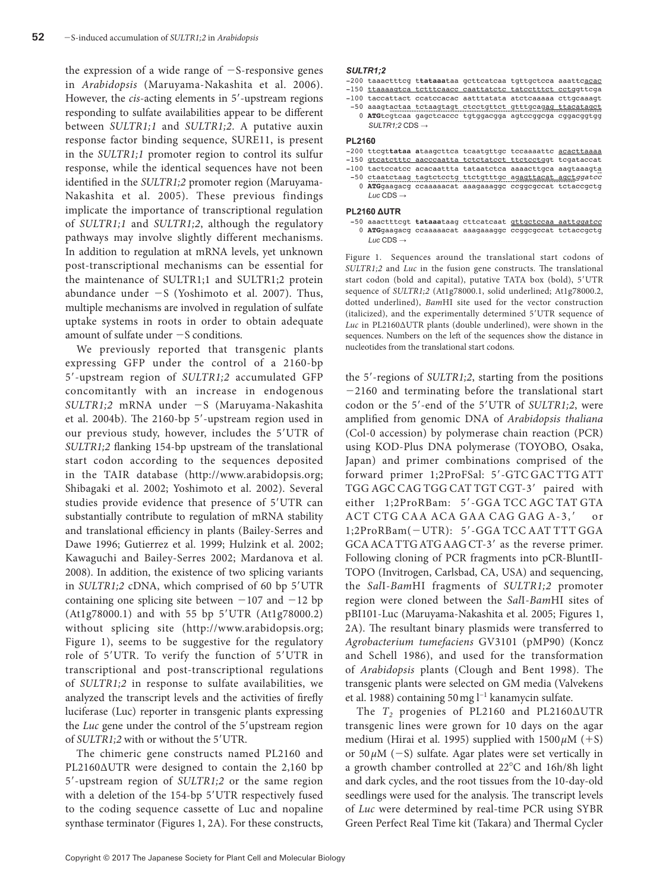the expression of a wide range of −S-responsive genes in *Arabidopsis* (Maruyama-Nakashita et al. 2006). However, the *cis*-acting elements in 5′-upstream regions responding to sulfate availabilities appear to be different between *SULTR1;1* and *SULTR1;2*. A putative auxin response factor binding sequence, SURE11, is present in the *SULTR1;1* promoter region to control its sulfur response, while the identical sequences have not been identified in the *SULTR1;2* promoter region (Maruyama-Nakashita et al. 2005). These previous findings implicate the importance of transcriptional regulation of *SULTR1;1* and *SULTR1;2*, although the regulatory pathways may involve slightly different mechanisms. In addition to regulation at mRNA levels, yet unknown post-transcriptional mechanisms can be essential for the maintenance of SULTR1;1 and SULTR1;2 protein abundance under −S (Yoshimoto et al. 2007). Thus, multiple mechanisms are involved in regulation of sulfate uptake systems in roots in order to obtain adequate amount of sulfate under −S conditions.

We previously reported that transgenic plants expressing GFP under the control of a 2160-bp 5′-upstream region of *SULTR1;2* accumulated GFP concomitantly with an increase in endogenous *SULTR1;2* mRNA under −S (Maruyama-Nakashita et al. 2004b). The 2160-bp 5′-upstream region used in our previous study, however, includes the 5′UTR of *SULTR1;2* flanking 154-bp upstream of the translational start codon according to the sequences deposited in the TAIR database (http://www.arabidopsis.org; Shibagaki et al. 2002; Yoshimoto et al. 2002). Several studies provide evidence that presence of 5′UTR can substantially contribute to regulation of mRNA stability and translational efficiency in plants (Bailey-Serres and Dawe 1996; Gutierrez et al. 1999; Hulzink et al. 2002; Kawaguchi and Bailey-Serres 2002; Mardanova et al. 2008). In addition, the existence of two splicing variants in *SULTR1;2* cDNA, which comprised of 60 bp 5′UTR containing one splicing site between −107 and −12 bp (At1g78000.1) and with 55 bp 5′UTR (At1g78000.2) without splicing site (http://www.arabidopsis.org; Figure 1), seems to be suggestive for the regulatory role of 5′UTR. To verify the function of 5′UTR in transcriptional and post-transcriptional regulations of *SULTR1;2* in response to sulfate availabilities, we analyzed the transcript levels and the activities of firefly luciferase (Luc) reporter in transgenic plants expressing the *Luc* gene under the control of the 5′upstream region of *SULTR1;2* with or without the 5′UTR.

The chimeric gene constructs named PL2160 and PL2160ΔUTR were designed to contain the 2,160 bp 5′-upstream region of *SULTR1;2* or the same region with a deletion of the 154-bp 5′UTR respectively fused to the coding sequence cassette of Luc and nopaline synthase terminator (Figures 1, 2A). For these constructs,

***SULTR1;2***

```
-200 taaactttcg ttataaataa gcttcatcaa tgttgctcca aaattcacac
-150 ttaaaagtca tctttcaacc caattatctc tatcctttct cctggttcga
-100 taccattact ccatccacac aatttatata atctcaaaaa cttgcaaagt
 -50 aaagtactaa tctaagtagt ctcctgttct gtttgcagag ttacatagct
   0 ATGtcgtcaa gagctcaccc tgtggacgga agtccggcga cggacggtgg
     SULTR1;2 CDS →
```

**PL2160**

```
-200 ttcgttataa ataagcttca tcaatgttgc tccaaaattc acacttaaaa
-150 gtcatctttc aacccaatta tctctatcct ttctcctggt tcgataccat
-100 tactccatcc acacaattta tataatctca aaaacttgca aagtaaagta
 -50 ctaatctaag tagtctcctg ttctgtttgc agagttacat agctggatcc
   0 ATGgaagacg ccaaaaacat aaagaaaggc ccggcgccat tctaccgctg
     Luc CDS →
```

**PL2160 ΔUTR**

```
 -50 aaactttcgt tataaataag cttcatcaat gttgctccaa aattggatcc
   0 ATGgaagacg ccaaaaacat aaagaaaggc ccggcgccat tctaccgctg
     Luc CDS →
```

Figure 1. Sequences around the translational start codons of *SULTR1;2* and *Luc* in the fusion gene constructs. The translational start codon (bold and capital), putative TATA box (bold), 5′UTR sequence of *SULTR1;2* (At1g78000.1, solid underlined; At1g78000.2, dotted underlined), *Bam*HI site used for the vector construction (italicized), and the experimentally determined 5′UTR sequence of *Luc* in PL2160ΔUTR plants (double underlined), were shown in the sequences. Numbers on the left of the sequences show the distance in nucleotides from the translational start codons.

the 5′-regions of *SULTR1;2*, starting from the positions −2160 and terminating before the translational start codon or the 5′-end of the 5′UTR of *SULTR1;2*, were amplified from genomic DNA of *Arabidopsis thaliana* (Col-0 accession) by polymerase chain reaction (PCR) using KOD-Plus DNA polymerase (TOYOBO, Osaka, Japan) and primer combinations comprised of the forward primer 1;2ProFSal: 5′-GTC GAC TTG ATT TGG AGC CAG TGG CAT TGT CGT-3′ paired with either 1;2ProRBam: 5′-GGA TCC AGC TAT GTA ACT CTG CAA ACA GAA CAG GAG A-3,′ or 1;2ProRBam(−UTR): 5′-GGA TCC AAT TTT GGA GCA ACA TTG ATG AAG CT-3′ as the reverse primer. Following cloning of PCR fragments into pCR-BluntII-TOPO (Invitrogen, Carlsbad, CA, USA) and sequencing, the *Sal*I-*Bam*HI fragments of *SULTR1;2* promoter region were cloned between the *Sal*I-*Bam*HI sites of pBI101-Luc (Maruyama-Nakashita et al. 2005; Figures 1, 2A). The resultant binary plasmids were transferred to *Agrobacterium tumefaciens* GV3101 (pMP90) (Koncz and Schell 1986), and used for the transformation of *Arabidopsis* plants (Clough and Bent 1998). The transgenic plants were selected on GM media (Valvekens et al. 1988) containing 50 mg $l^{-1}$ kanamycin sulfate.

The $T_2$ progenies of PL2160 and PL2160ΔUTR transgenic lines were grown for 10 days on the agar medium (Hirai et al. 1995) supplied with 1500 $\mu$M (+S) or 50 $\mu$M (−S) sulfate. Agar plates were set vertically in a growth chamber controlled at 22°C and 16h/8h light and dark cycles, and the root tissues from the 10-day-old seedlings were used for the analysis. The transcript levels of *Luc* were determined by real-time PCR using SYBR Green Perfect Real Time kit (Takara) and Thermal Cycler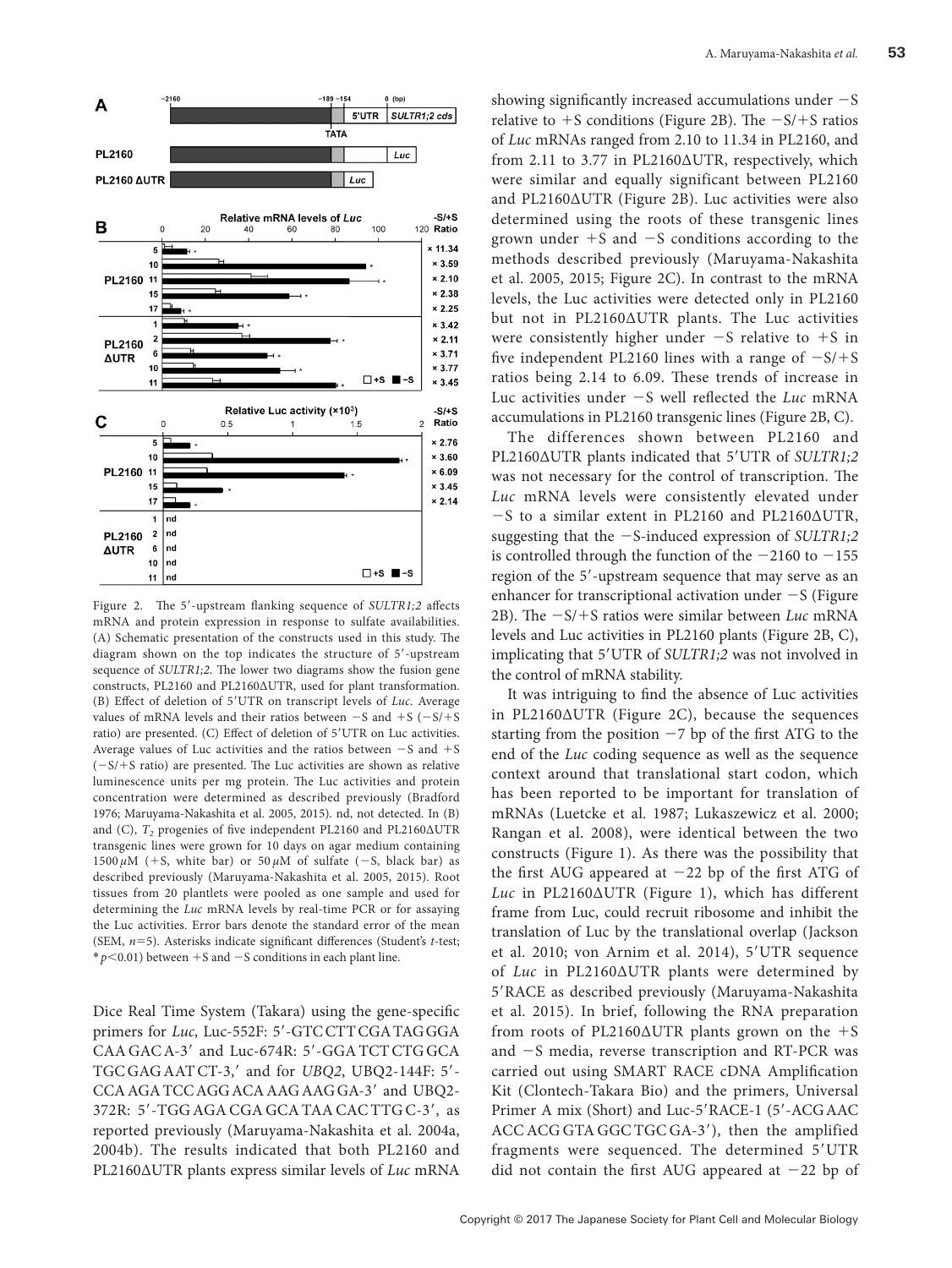Figure 2. The 5′-upstream flanking sequence of *SULTR1;2* affects mRNA and protein expression in response to sulfate availabilities. (A) Schematic presentation of the constructs used in this study. The diagram shown on the top indicates the structure of 5′-upstream sequence of *SULTR1;2*. The lower two diagrams show the fusion gene constructs, PL2160 and PL2160ΔUTR, used for plant transformation. (B) Effect of deletion of 5′UTR on transcript levels of *Luc*. Average values of mRNA levels and their ratios between −S and +S (−S/+S ratio) are presented. (C) Effect of deletion of 5′UTR on Luc activities. Average values of Luc activities and the ratios between −S and +S (−S/+S ratio) are presented. The Luc activities are shown as relative luminescence units per mg protein. The Luc activities and protein concentration were determined as described previously (Bradford 1976; Maruyama-Nakashita et al. 2005, 2015). nd, not detected. In (B) and (C), $T_2$ progenies of five independent PL2160 and PL2160ΔUTR transgenic lines were grown for 10 days on agar medium containing 1500 $\mu$M (+S, white bar) or 50 $\mu$M of sulfate (−S, black bar) as described previously (Maruyama-Nakashita et al. 2005, 2015). Root tissues from 20 plantlets were pooled as one sample and used for determining the *Luc* mRNA levels by real-time PCR or for assaying the Luc activities. Error bars denote the standard error of the mean (SEM, $n$=5). Asterisks indicate significant differences (Student's $t$-test; * $p$<0.01) between +S and −S conditions in each plant line.

Dice Real Time System (Takara) using the gene-specific primers for *Luc*, Luc-552F: 5′-GTC CTT CGA TAG GGA CAA GAC A-3′ and Luc-674R: 5′-GGA TCT CTG GCA TGC GAG AAT CT-3,′ and for *UBQ2*, UBQ2-144F: 5′-CCA AGA TCC AGG ACA AAG AAG GA-3′ and UBQ2-372R: 5′-TGG AGA CGA GCA TAA CAC TTG C-3′, as reported previously (Maruyama-Nakashita et al. 2004a, 2004b). The results indicated that both PL2160 and PL2160ΔUTR plants express similar levels of *Luc* mRNA showing significantly increased accumulations under −S relative to +S conditions (Figure 2B). The −S/+S ratios of *Luc* mRNAs ranged from 2.10 to 11.34 in PL2160, and from 2.11 to 3.77 in PL2160ΔUTR, respectively, which were similar and equally significant between PL2160 and PL2160ΔUTR (Figure 2B). Luc activities were also determined using the roots of these transgenic lines grown under +S and −S conditions according to the methods described previously (Maruyama-Nakashita et al. 2005, 2015; Figure 2C). In contrast to the mRNA levels, the Luc activities were detected only in PL2160 but not in PL2160ΔUTR plants. The Luc activities were consistently higher under −S relative to +S in five independent PL2160 lines with a range of −S/+S ratios being 2.14 to 6.09. These trends of increase in Luc activities under −S well reflected the *Luc* mRNA accumulations in PL2160 transgenic lines (Figure 2B, C).

The differences shown between PL2160 and PL2160ΔUTR plants indicated that 5′UTR of *SULTR1;2* was not necessary for the control of transcription. The *Luc* mRNA levels were consistently elevated under −S to a similar extent in PL2160 and PL2160ΔUTR, suggesting that the −S-induced expression of *SULTR1;2* is controlled through the function of the −2160 to −155 region of the 5′-upstream sequence that may serve as an enhancer for transcriptional activation under −S (Figure 2B). The −S/+S ratios were similar between *Luc* mRNA levels and Luc activities in PL2160 plants (Figure 2B, C), implicating that 5′UTR of *SULTR1;2* was not involved in the control of mRNA stability.

It was intriguing to find the absence of Luc activities in PL2160ΔUTR (Figure 2C), because the sequences starting from the position −7 bp of the first ATG to the end of the *Luc* coding sequence as well as the sequence context around that translational start codon, which has been reported to be important for translation of mRNAs (Luetcke et al. 1987; Lukaszewicz et al. 2000; Rangan et al. 2008), were identical between the two constructs (Figure 1). As there was the possibility that the first AUG appeared at −22 bp of the first ATG of *Luc* in PL2160ΔUTR (Figure 1), which has different frame from Luc, could recruit ribosome and inhibit the translation of Luc by the translational overlap (Jackson et al. 2010; von Arnim et al. 2014), 5′UTR sequence of *Luc* in PL2160ΔUTR plants were determined by 5′RACE as described previously (Maruyama-Nakashita et al. 2015). In brief, following the RNA preparation from roots of PL2160ΔUTR plants grown on the +S and −S media, reverse transcription and RT-PCR was carried out using SMART RACE cDNA Amplification Kit (Clontech-Takara Bio) and the primers, Universal Primer A mix (Short) and Luc-5′RACE-1 (5′-ACG AAC ACC ACG GTA GGC TGC GA-3′), then the amplified fragments were sequenced. The determined 5′UTR did not contain the first AUG appeared at −22 bp of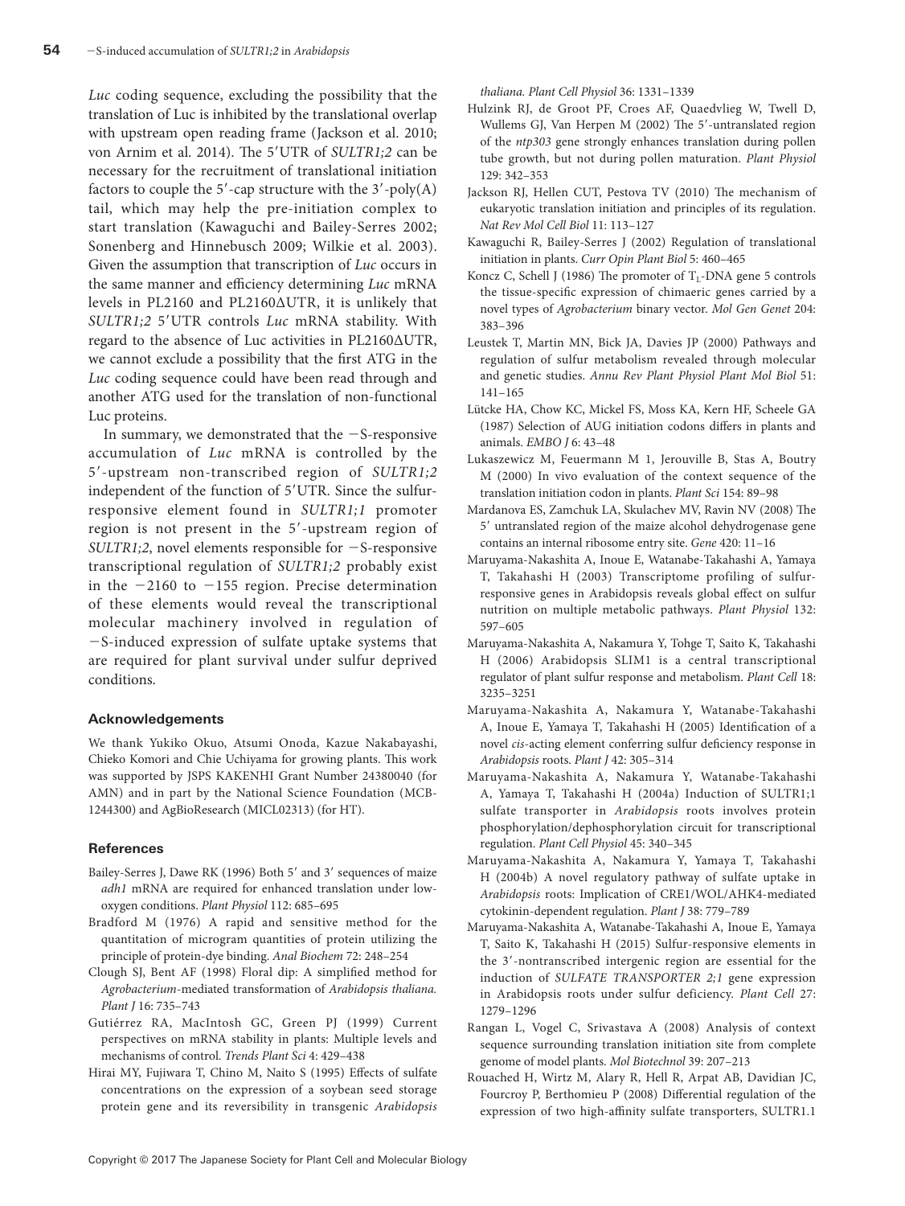*Luc* coding sequence, excluding the possibility that the translation of Luc is inhibited by the translational overlap with upstream open reading frame (Jackson et al. 2010; von Arnim et al. 2014). The 5′UTR of *SULTR1;2* can be necessary for the recruitment of translational initiation factors to couple the 5′-cap structure with the 3′-poly(A) tail, which may help the pre-initiation complex to start translation (Kawaguchi and Bailey-Serres 2002; Sonenberg and Hinnebusch 2009; Wilkie et al. 2003). Given the assumption that transcription of *Luc* occurs in the same manner and efficiency determining *Luc* mRNA levels in PL2160 and PL2160ΔUTR, it is unlikely that *SULTR1;2* 5′UTR controls *Luc* mRNA stability. With regard to the absence of Luc activities in PL2160ΔUTR, we cannot exclude a possibility that the first ATG in the *Luc* coding sequence could have been read through and another ATG used for the translation of non-functional Luc proteins.

In summary, we demonstrated that the −S-responsive accumulation of *Luc* mRNA is controlled by the 5′-upstream non-transcribed region of *SULTR1;2* independent of the function of 5′UTR. Since the sulfur-responsive element found in *SULTR1;1* promoter region is not present in the 5′-upstream region of *SULTR1;2*, novel elements responsible for −S-responsive transcriptional regulation of *SULTR1;2* probably exist in the −2160 to −155 region. Precise determination of these elements would reveal the transcriptional molecular machinery involved in regulation of −S-induced expression of sulfate uptake systems that are required for plant survival under sulfur deprived conditions.

## Acknowledgements

We thank Yukiko Okuo, Atsumi Onoda, Kazue Nakabayashi, Chieko Komori and Chie Uchiyama for growing plants. This work was supported by JSPS KAKENHI Grant Number 24380040 (for AMN) and in part by the National Science Foundation (MCB-1244300) and AgBioResearch (MICL02313) (for HT).

## References

Bailey-Serres J, Dawe RK (1996) Both 5′ and 3′ sequences of maize *adh1* mRNA are required for enhanced translation under low-oxygen conditions. *Plant Physiol* 112: 685–695

Bradford M (1976) A rapid and sensitive method for the quantitation of microgram quantities of protein utilizing the principle of protein-dye binding. *Anal Biochem* 72: 248–254

Clough SJ, Bent AF (1998) Floral dip: A simplified method for *Agrobacterium*-mediated transformation of *Arabidopsis thaliana. Plant J* 16: 735–743

Gutiérrez RA, MacIntosh GC, Green PJ (1999) Current perspectives on mRNA stability in plants: Multiple levels and mechanisms of control. *Trends Plant Sci* 4: 429–438

Hirai MY, Fujiwara T, Chino M, Naito S (1995) Effects of sulfate concentrations on the expression of a soybean seed storage protein gene and its reversibility in transgenic *Arabidopsis thaliana. Plant Cell Physiol* 36: 1331–1339

Hulzink RJ, de Groot PF, Croes AF, Quaedvlieg W, Twell D, Wullems GJ, Van Herpen M (2002) The 5′-untranslated region of the *ntp303* gene strongly enhances translation during pollen tube growth, but not during pollen maturation. *Plant Physiol* 129: 342–353

Jackson RJ, Hellen CUT, Pestova TV (2010) The mechanism of eukaryotic translation initiation and principles of its regulation. *Nat Rev Mol Cell Biol* 11: 113–127

Kawaguchi R, Bailey-Serres J (2002) Regulation of translational initiation in plants. *Curr Opin Plant Biol* 5: 460–465

Koncz C, Schell J (1986) The promoter of $T_L$-DNA gene 5 controls the tissue-specific expression of chimaeric genes carried by a novel types of *Agrobacterium* binary vector. *Mol Gen Genet* 204: 383–396

Leustek T, Martin MN, Bick JA, Davies JP (2000) Pathways and regulation of sulfur metabolism revealed through molecular and genetic studies. *Annu Rev Plant Physiol Plant Mol Biol* 51: 141–165

Lütcke HA, Chow KC, Mickel FS, Moss KA, Kern HF, Scheele GA (1987) Selection of AUG initiation codons differs in plants and animals. *EMBO J* 6: 43–48

Lukaszewicz M, Feuermann M 1, Jerouville B, Stas A, Boutry M (2000) In vivo evaluation of the context sequence of the translation initiation codon in plants. *Plant Sci* 154: 89–98

Mardanova ES, Zamchuk LA, Skulachev MV, Ravin NV (2008) The 5′ untranslated region of the maize alcohol dehydrogenase gene contains an internal ribosome entry site. *Gene* 420: 11–16

Maruyama-Nakashita A, Inoue E, Watanabe-Takahashi A, Yamaya T, Takahashi H (2003) Transcriptome profiling of sulfur-responsive genes in Arabidopsis reveals global effect on sulfur nutrition on multiple metabolic pathways. *Plant Physiol* 132: 597–605

Maruyama-Nakashita A, Nakamura Y, Tohge T, Saito K, Takahashi H (2006) Arabidopsis SLIM1 is a central transcriptional regulator of plant sulfur response and metabolism. *Plant Cell* 18: 3235–3251

Maruyama-Nakashita A, Nakamura Y, Watanabe-Takahashi A, Inoue E, Yamaya T, Takahashi H (2005) Identification of a novel *cis*-acting element conferring sulfur deficiency response in *Arabidopsis* roots. *Plant J* 42: 305–314

Maruyama-Nakashita A, Nakamura Y, Watanabe-Takahashi A, Yamaya T, Takahashi H (2004a) Induction of SULTR1;1 sulfate transporter in *Arabidopsis* roots involves protein phosphorylation/dephosphorylation circuit for transcriptional regulation. *Plant Cell Physiol* 45: 340–345

Maruyama-Nakashita A, Nakamura Y, Yamaya T, Takahashi H (2004b) A novel regulatory pathway of sulfate uptake in *Arabidopsis* roots: Implication of CRE1/WOL/AHK4-mediated cytokinin-dependent regulation. *Plant J* 38: 779–789

Maruyama-Nakashita A, Watanabe-Takahashi A, Inoue E, Yamaya T, Saito K, Takahashi H (2015) Sulfur-responsive elements in the 3′-nontranscribed intergenic region are essential for the induction of *SULFATE TRANSPORTER 2;1* gene expression in Arabidopsis roots under sulfur deficiency. *Plant Cell* 27: 1279–1296

Rangan L, Vogel C, Srivastava A (2008) Analysis of context sequence surrounding translation initiation site from complete genome of model plants. *Mol Biotechnol* 39: 207–213

Rouached H, Wirtz M, Alary R, Hell R, Arpat AB, Davidian JC, Fourcroy P, Berthomieu P (2008) Differential regulation of the expression of two high-affinity sulfate transporters, SULTR1.1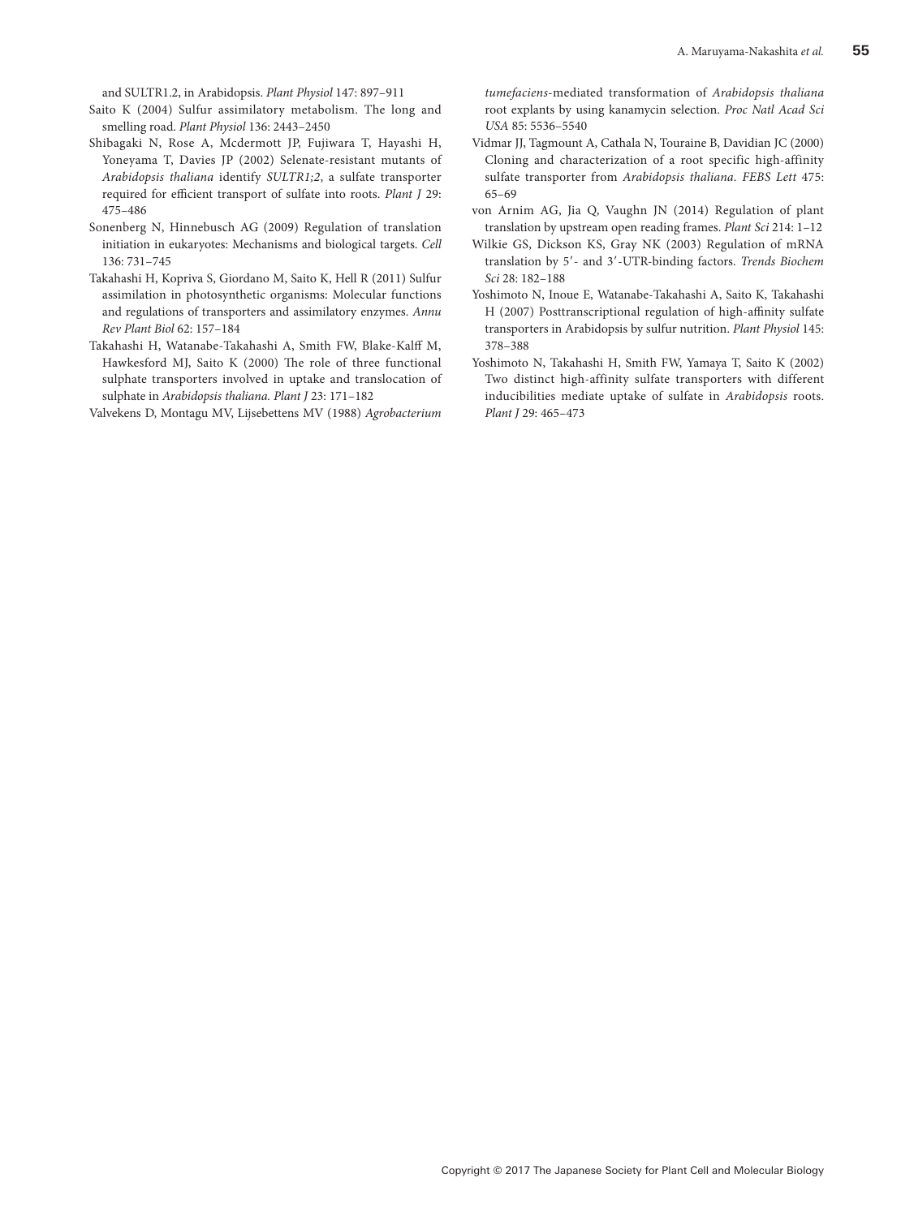and SULTR1.2, in Arabidopsis. *Plant Physiol* 147: 897–911

Saito K (2004) Sulfur assimilatory metabolism. The long and smelling road. *Plant Physiol* 136: 2443–2450

Shibagaki N, Rose A, Mcdermott JP, Fujiwara T, Hayashi H, Yoneyama T, Davies JP (2002) Selenate-resistant mutants of *Arabidopsis thaliana* identify *SULTR1;2*, a sulfate transporter required for efficient transport of sulfate into roots. *Plant J* 29: 475–486

Sonenberg N, Hinnebusch AG (2009) Regulation of translation initiation in eukaryotes: Mechanisms and biological targets. *Cell* 136: 731–745

Takahashi H, Kopriva S, Giordano M, Saito K, Hell R (2011) Sulfur assimilation in photosynthetic organisms: Molecular functions and regulations of transporters and assimilatory enzymes. *Annu Rev Plant Biol* 62: 157–184

Takahashi H, Watanabe-Takahashi A, Smith FW, Blake-Kalff M, Hawkesford MJ, Saito K (2000) The role of three functional sulphate transporters involved in uptake and translocation of sulphate in *Arabidopsis thaliana. Plant J* 23: 171–182

Valvekens D, Montagu MV, Lijsebettens MV (1988) *Agrobacterium tumefaciens*-mediated transformation of *Arabidopsis thaliana* root explants by using kanamycin selection. *Proc Natl Acad Sci USA* 85: 5536–5540

Vidmar JJ, Tagmount A, Cathala N, Touraine B, Davidian JC (2000) Cloning and characterization of a root specific high-affinity sulfate transporter from *Arabidopsis thaliana. FEBS Lett* 475: 65–69

von Arnim AG, Jia Q, Vaughn JN (2014) Regulation of plant translation by upstream open reading frames. *Plant Sci* 214: 1–12

Wilkie GS, Dickson KS, Gray NK (2003) Regulation of mRNA translation by 5′- and 3′-UTR-binding factors. *Trends Biochem Sci* 28: 182–188

Yoshimoto N, Inoue E, Watanabe-Takahashi A, Saito K, Takahashi H (2007) Posttranscriptional regulation of high-affinity sulfate transporters in Arabidopsis by sulfur nutrition. *Plant Physiol* 145: 378–388

Yoshimoto N, Takahashi H, Smith FW, Yamaya T, Saito K (2002) Two distinct high-affinity sulfate transporters with different inducibilities mediate uptake of sulfate in *Arabidopsis* roots. *Plant J* 29: 465–473